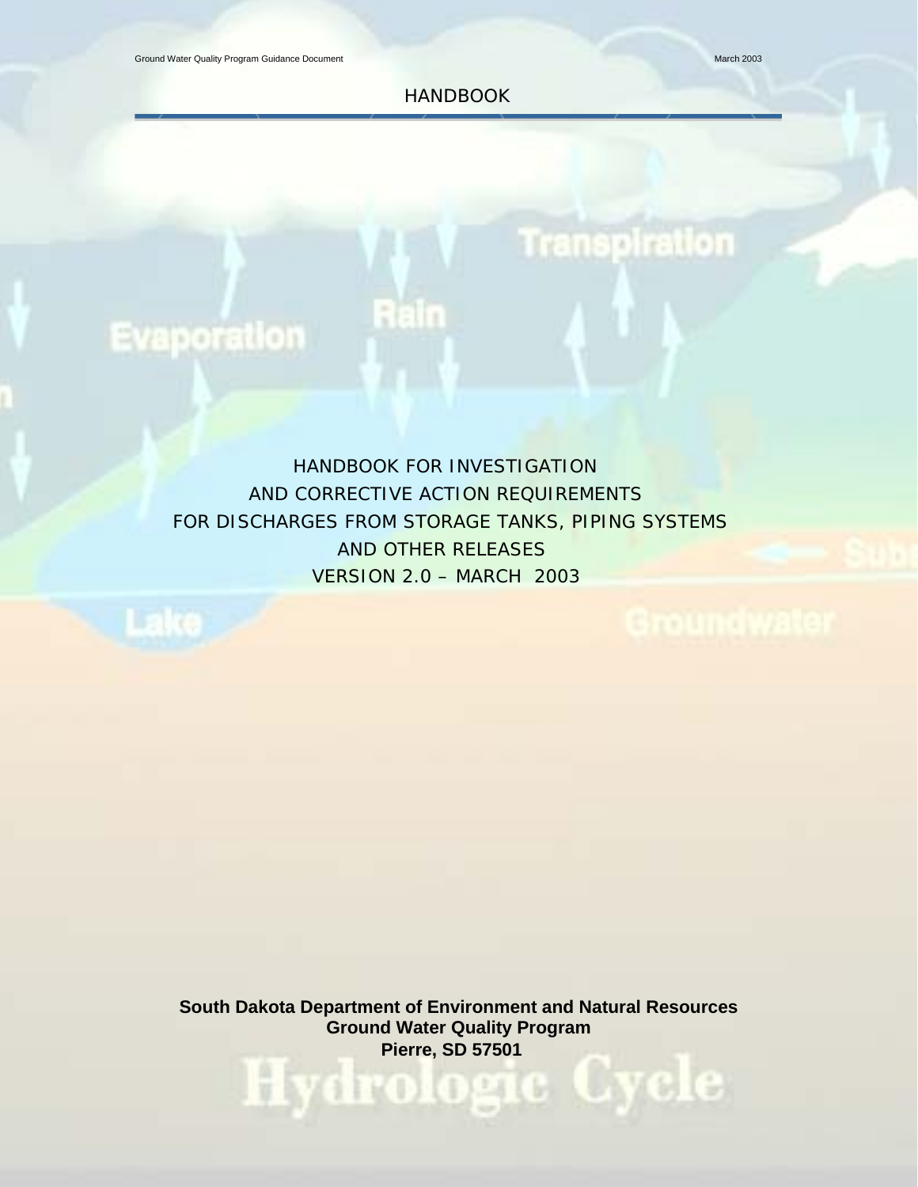# HANDBOOK

## HANDBOOK FOR INVESTIGATION AND CORRECTIVE ACTION REQUIREMENTS FOR DISCHARGES FROM STORAGE TANKS, PIPING SYSTEMS AND OTHER RELEASES

VERSION 2.0 – MARCH 2003

**South Dakota Department of Environment and Natural Resources**
**Ground Water Quality Program**
**Pierre, SD 57501**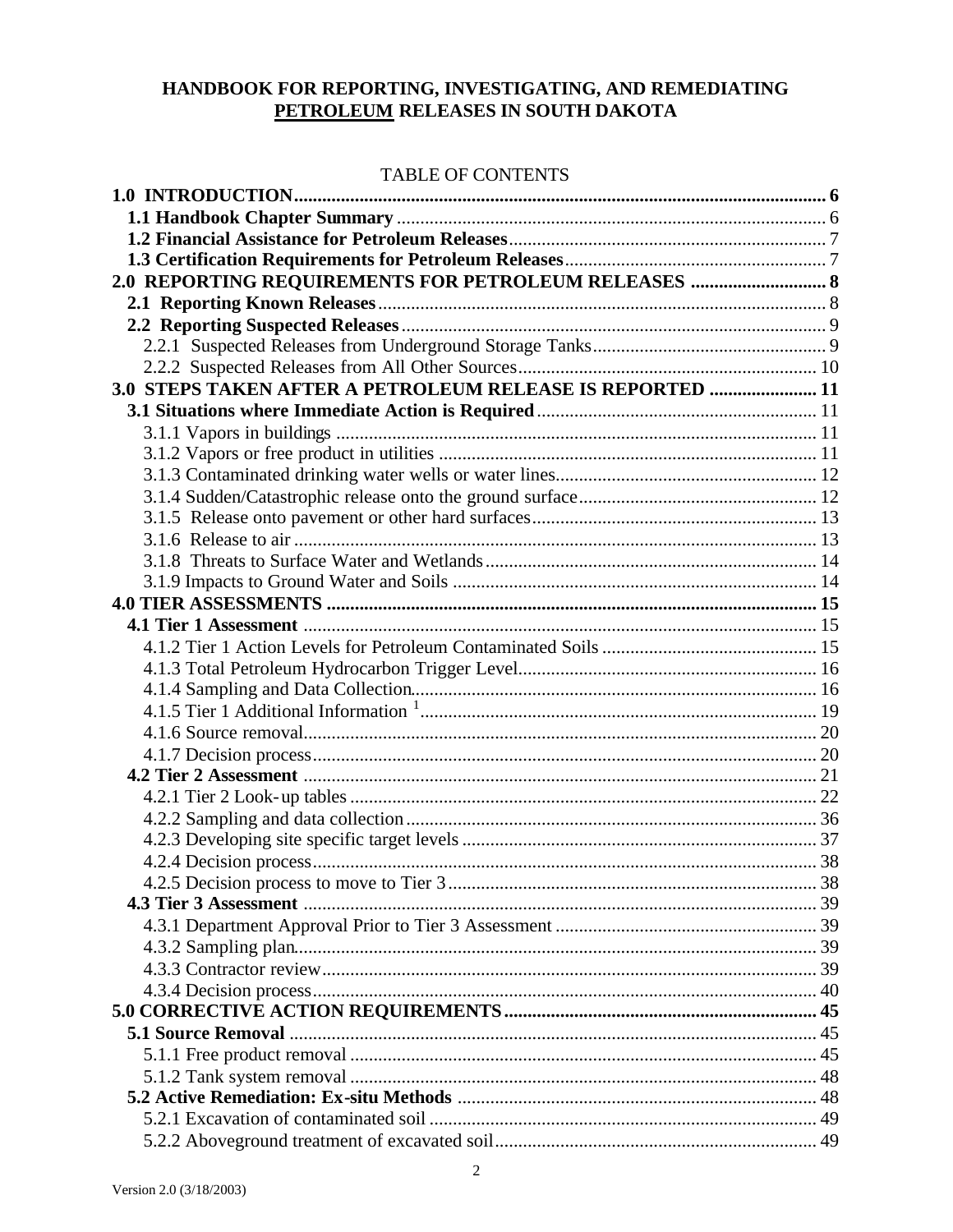# HANDBOOK FOR REPORTING, INVESTIGATING, AND REMEDIATING <u>PETROLEUM</u> RELEASES IN SOUTH DAKOTA

TABLE OF CONTENTS

| | |
|---|---|
| **1.0 INTRODUCTION** | **6** |
| **1.1 Handbook Chapter Summary** | 6 |
| **1.2 Financial Assistance for Petroleum Releases** | 7 |
| **1.3 Certification Requirements for Petroleum Releases** | 7 |
| **2.0 REPORTING REQUIREMENTS FOR PETROLEUM RELEASES** | **8** |
| **2.1 Reporting Known Releases** | 8 |
| **2.2 Reporting Suspected Releases** | 9 |
| 2.2.1 Suspected Releases from Underground Storage Tanks | 9 |
| 2.2.2 Suspected Releases from All Other Sources | 10 |
| **3.0 STEPS TAKEN AFTER A PETROLEUM RELEASE IS REPORTED** | **11** |
| **3.1 Situations where Immediate Action is Required** | 11 |
| 3.1.1 Vapors in buildings | 11 |
| 3.1.2 Vapors or free product in utilities | 11 |
| 3.1.3 Contaminated drinking water wells or water lines | 12 |
| 3.1.4 Sudden/Catastrophic release onto the ground surface | 12 |
| 3.1.5 Release onto pavement or other hard surfaces | 13 |
| 3.1.6 Release to air | 13 |
| 3.1.8 Threats to Surface Water and Wetlands | 14 |
| 3.1.9 Impacts to Ground Water and Soils | 14 |
| **4.0 TIER ASSESSMENTS** | **15** |
| **4.1 Tier 1 Assessment** | 15 |
| 4.1.2 Tier 1 Action Levels for Petroleum Contaminated Soils | 15 |
| 4.1.3 Total Petroleum Hydrocarbon Trigger Level | 16 |
| 4.1.4 Sampling and Data Collection | 16 |
| 4.1.5 Tier 1 Additional Information [1] | 19 |
| 4.1.6 Source removal | 20 |
| 4.1.7 Decision process | 20 |
| **4.2 Tier 2 Assessment** | 21 |
| 4.2.1 Tier 2 Look-up tables | 22 |
| 4.2.2 Sampling and data collection | 36 |
| 4.2.3 Developing site specific target levels | 37 |
| 4.2.4 Decision process | 38 |
| 4.2.5 Decision process to move to Tier 3 | 38 |
| **4.3 Tier 3 Assessment** | 39 |
| 4.3.1 Department Approval Prior to Tier 3 Assessment | 39 |
| 4.3.2 Sampling plan | 39 |
| 4.3.3 Contractor review | 39 |
| 4.3.4 Decision process | 40 |
| **5.0 CORRECTIVE ACTION REQUIREMENTS** | **45** |
| **5.1 Source Removal** | 45 |
| 5.1.1 Free product removal | 45 |
| 5.1.2 Tank system removal | 48 |
| **5.2 Active Remediation: Ex-situ Methods** | 48 |
| 5.2.1 Excavation of contaminated soil | 49 |
| 5.2.2 Aboveground treatment of excavated soil | 49 |

Version 2.0 (3/18/2003)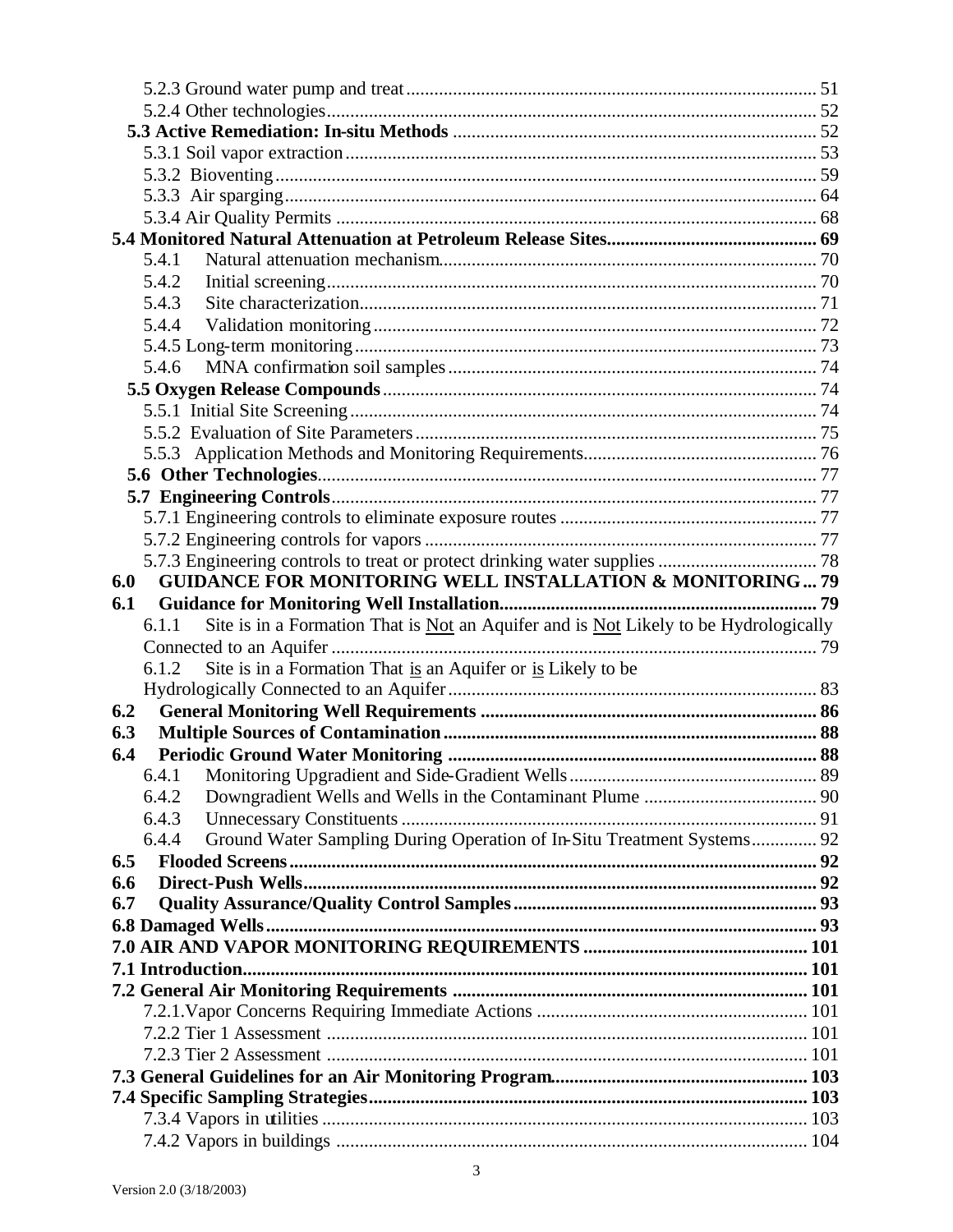5.2.3 Ground water pump and treat ........................................................................................ 51
5.2.4 Other technologies........................................................................................................ 52
**5.3 Active Remediation: In-situ Methods** ............................................................................ 52
5.3.1 Soil vapor extraction..................................................................................................... 53
5.3.2 Bioventing..................................................................................................................... 59
5.3.3 Air sparging................................................................................................................... 64
5.3.4 Air Quality Permits ....................................................................................................... 68
**5.4 Monitored Natural Attenuation at Petroleum Release Sites**............................................ 69
5.4.1 Natural attenuation mechanism................................................................................ 70
5.4.2 Initial screening........................................................................................................ 70
5.4.3 Site characterization................................................................................................. 71
5.4.4 Validation monitoring .............................................................................................. 72
5.4.5 Long-term monitoring..................................................................................................... 73
5.4.6 MNA confirmation soil samples .............................................................................. 74
**5.5 Oxygen Release Compounds**............................................................................................ 74
5.5.1 Initial Site Screening.................................................................................................... 74
5.5.2 Evaluation of Site Parameters ..................................................................................... 75
5.5.3 Application Methods and Monitoring Requirements.................................................. 76
**5.6 Other Technologies**.......................................................................................................... 77
**5.7 Engineering Controls**....................................................................................................... 77
5.7.1 Engineering controls to eliminate exposure routes ...................................................... 77
5.7.2 Engineering controls for vapors ................................................................................... 77
5.7.3 Engineering controls to treat or protect drinking water supplies ................................. 78
**6.0 GUIDANCE FOR MONITORING WELL INSTALLATION & MONITORING ... 79**
**6.1 Guidance for Monitoring Well Installation**................................................................... 79
6.1.1 Site is in a Formation That is Not an Aquifer and is Not Likely to be Hydrologically Connected to an Aquifer ...................................................................................................... 79
6.1.2 Site is in a Formation That is an Aquifer or is Likely to be Hydrologically Connected to an Aquifer............................................................................. 83
**6.2 General Monitoring Well Requirements** ....................................................................... 86
**6.3 Multiple Sources of Contamination**............................................................................... 88
**6.4 Periodic Ground Water Monitoring** .............................................................................. 88
6.4.1 Monitoring Upgradient and Side-Gradient Wells..................................................... 89
6.4.2 Downgradient Wells and Wells in the Contaminant Plume ..................................... 90
6.4.3 Unnecessary Constituents ........................................................................................ 91
6.4.4 Ground Water Sampling During Operation of In-Situ Treatment Systems.............. 92
**6.5 Flooded Screens**............................................................................................................... 92
**6.6 Direct-Push Wells**............................................................................................................ 92
**6.7 Quality Assurance/Quality Control Samples**................................................................ 93
**6.8 Damaged Wells**.................................................................................................................... 93
**7.0 AIR AND VAPOR MONITORING REQUIREMENTS** ................................................ 101
**7.1 Introduction**........................................................................................................................ 101
**7.2 General Air Monitoring Requirements** ........................................................................... 101
7.2.1.Vapor Concerns Requiring Immediate Actions .......................................................... 101
7.2.2 Tier 1 Assessment ...................................................................................................... 101
7.2.3 Tier 2 Assessment ...................................................................................................... 101
**7.3 General Guidelines for an Air Monitoring Program**...................................................... 103
**7.4 Specific Sampling Strategies**............................................................................................. 103
7.3.4 Vapors in utilities ....................................................................................................... 103
7.4.2 Vapors in buildings .................................................................................................... 104

Version 2.0 (3/18/2003)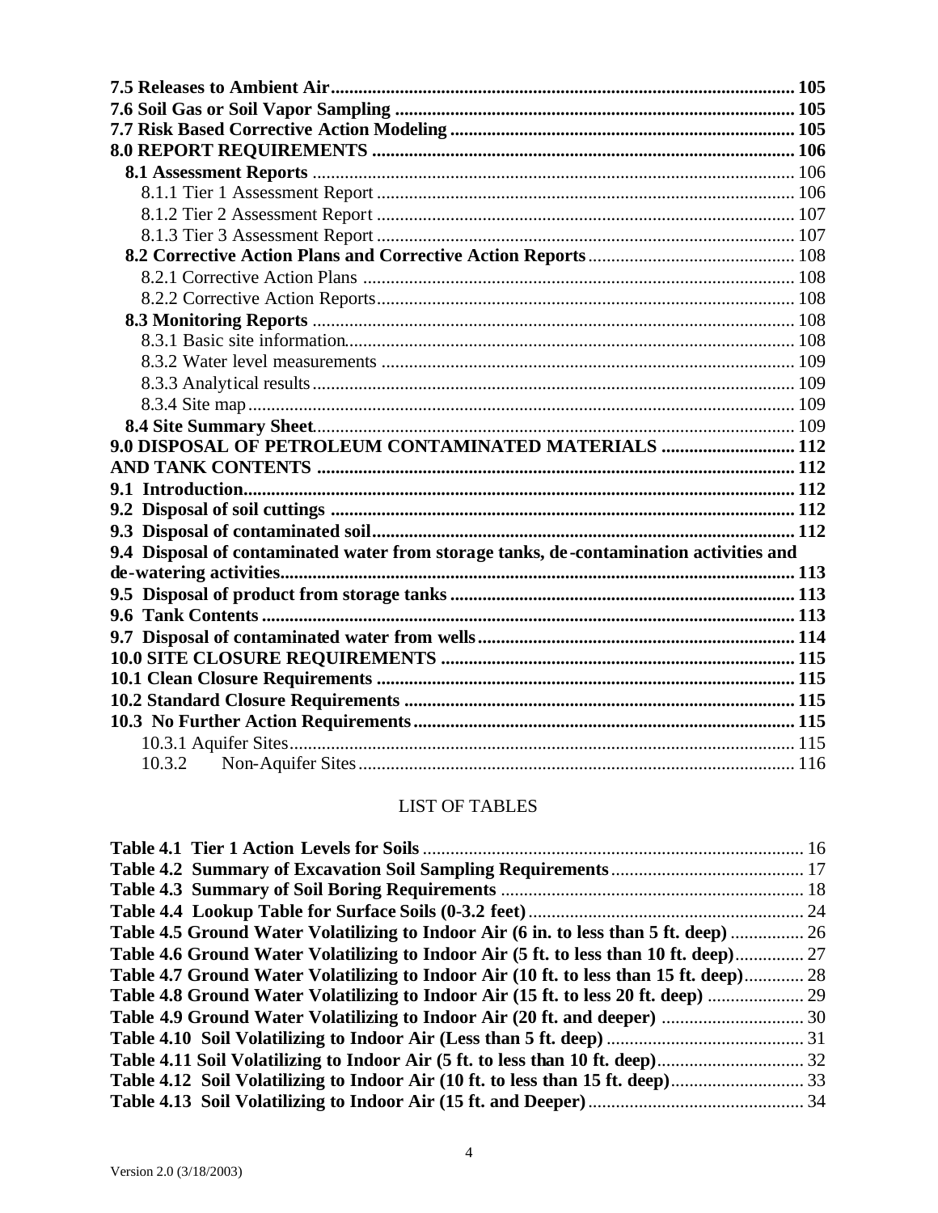**7.5 Releases to Ambient Air** ..... 105
**7.6 Soil Gas or Soil Vapor Sampling** ..... 105
**7.7 Risk Based Corrective Action Modeling** ..... 105
**8.0 REPORT REQUIREMENTS** ..... 106
**8.1 Assessment Reports** ..... 106
8.1.1 Tier 1 Assessment Report ..... 106
8.1.2 Tier 2 Assessment Report ..... 107
8.1.3 Tier 3 Assessment Report ..... 107
**8.2 Corrective Action Plans and Corrective Action Reports** ..... 108
8.2.1 Corrective Action Plans ..... 108
8.2.2 Corrective Action Reports ..... 108
**8.3 Monitoring Reports** ..... 108
8.3.1 Basic site information ..... 108
8.3.2 Water level measurements ..... 109
8.3.3 Analytical results ..... 109
8.3.4 Site map ..... 109
**8.4 Site Summary Sheet** ..... 109
**9.0 DISPOSAL OF PETROLEUM CONTAMINATED MATERIALS** ..... 112
**AND TANK CONTENTS** ..... 112
**9.1 Introduction** ..... 112
**9.2 Disposal of soil cuttings** ..... 112
**9.3 Disposal of contaminated soil** ..... 112
**9.4 Disposal of contaminated water from storage tanks, de-contamination activities and de-watering activities** ..... 113
**9.5 Disposal of product from storage tanks** ..... 113
**9.6 Tank Contents** ..... 113
**9.7 Disposal of contaminated water from wells** ..... 114
**10.0 SITE CLOSURE REQUIREMENTS** ..... 115
**10.1 Clean Closure Requirements** ..... 115
**10.2 Standard Closure Requirements** ..... 115
**10.3 No Further Action Requirements** ..... 115
10.3.1 Aquifer Sites ..... 115
10.3.2 Non-Aquifer Sites ..... 116

## LIST OF TABLES

**Table 4.1 Tier 1 Action Levels for Soils** ..... 16
**Table 4.2 Summary of Excavation Soil Sampling Requirements** ..... 17
**Table 4.3 Summary of Soil Boring Requirements** ..... 18
**Table 4.4 Lookup Table for Surface Soils (0-3.2 feet)** ..... 24
**Table 4.5 Ground Water Volatilizing to Indoor Air (6 in. to less than 5 ft. deep)** ..... 26
**Table 4.6 Ground Water Volatilizing to Indoor Air (5 ft. to less than 10 ft. deep)** ..... 27
**Table 4.7 Ground Water Volatilizing to Indoor Air (10 ft. to less than 15 ft. deep)** ..... 28
**Table 4.8 Ground Water Volatilizing to Indoor Air (15 ft. to less 20 ft. deep)** ..... 29
**Table 4.9 Ground Water Volatilizing to Indoor Air (20 ft. and deeper)** ..... 30
**Table 4.10 Soil Volatilizing to Indoor Air (Less than 5 ft. deep)** ..... 31
**Table 4.11 Soil Volatilizing to Indoor Air (5 ft. to less than 10 ft. deep)** ..... 32
**Table 4.12 Soil Volatilizing to Indoor Air (10 ft. to less than 15 ft. deep)** ..... 33
**Table 4.13 Soil Volatilizing to Indoor Air (15 ft. and Deeper)** ..... 34

Version 2.0 (3/18/2003)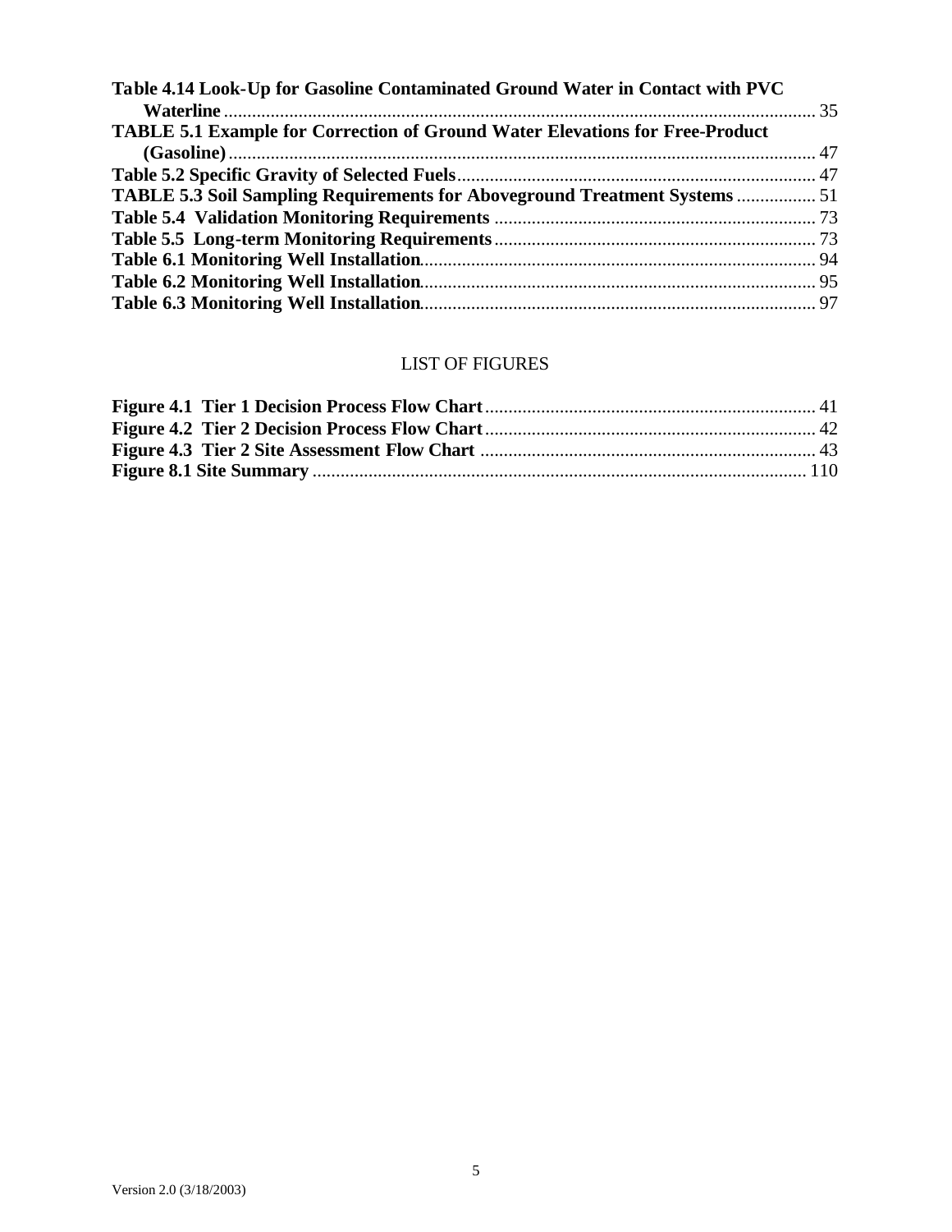**Table 4.14 Look-Up for Gasoline Contaminated Ground Water in Contact with PVC Waterline** ........ 35

**TABLE 5.1 Example for Correction of Ground Water Elevations for Free-Product (Gasoline)** ........ 47

**Table 5.2 Specific Gravity of Selected Fuels** ........ 47

**TABLE 5.3 Soil Sampling Requirements for Aboveground Treatment Systems** ........ 51

**Table 5.4 Validation Monitoring Requirements** ........ 73

**Table 5.5 Long-term Monitoring Requirements** ........ 73

**Table 6.1 Monitoring Well Installation** ........ 94

**Table 6.2 Monitoring Well Installation** ........ 95

**Table 6.3 Monitoring Well Installation** ........ 97

## LIST OF FIGURES

**Figure 4.1 Tier 1 Decision Process Flow Chart** ........ 41

**Figure 4.2 Tier 2 Decision Process Flow Chart** ........ 42

**Figure 4.3 Tier 2 Site Assessment Flow Chart** ........ 43

**Figure 8.1 Site Summary** ........ 110